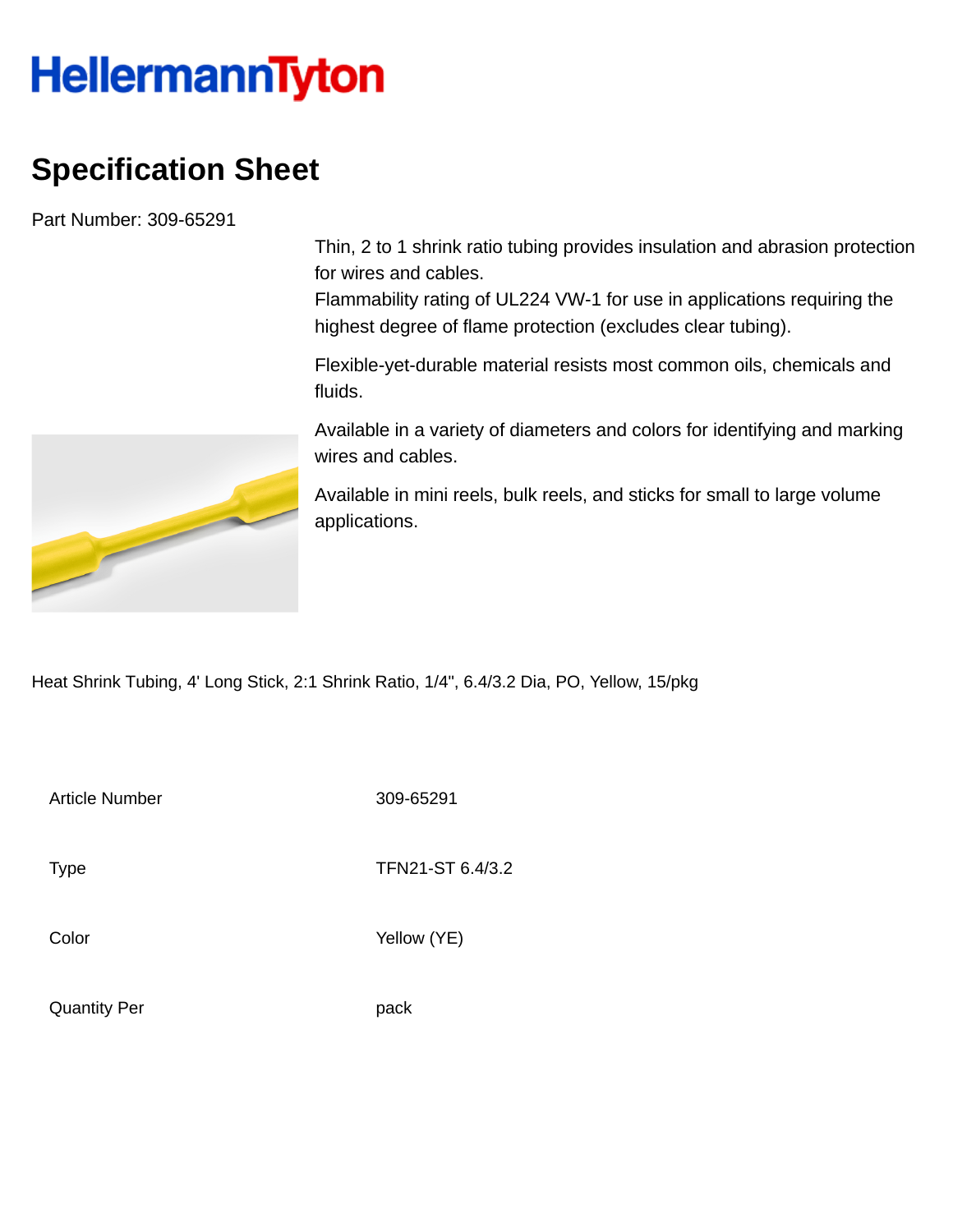HellermannTyton

# Specification Sheet

Part Number: 309-65291

Thin, 2 to 1 shrink ratio tubing provides insulation and abrasion protection for wires and cables.
Flammability rating of UL224 VW-1 for use in applications requiring the highest degree of flame protection (excludes clear tubing).

Flexible-yet-durable material resists most common oils, chemicals and fluids.

Available in a variety of diameters and colors for identifying and marking wires and cables.

Available in mini reels, bulk reels, and sticks for small to large volume applications.

Heat Shrink Tubing, 4' Long Stick, 2:1 Shrink Ratio, 1/4", 6.4/3.2 Dia, PO, Yellow, 15/pkg

| | |
|---|---|
| Article Number | 309-65291 |
| Type | TFN21-ST 6.4/3.2 |
| Color | Yellow (YE) |
| Quantity Per | pack |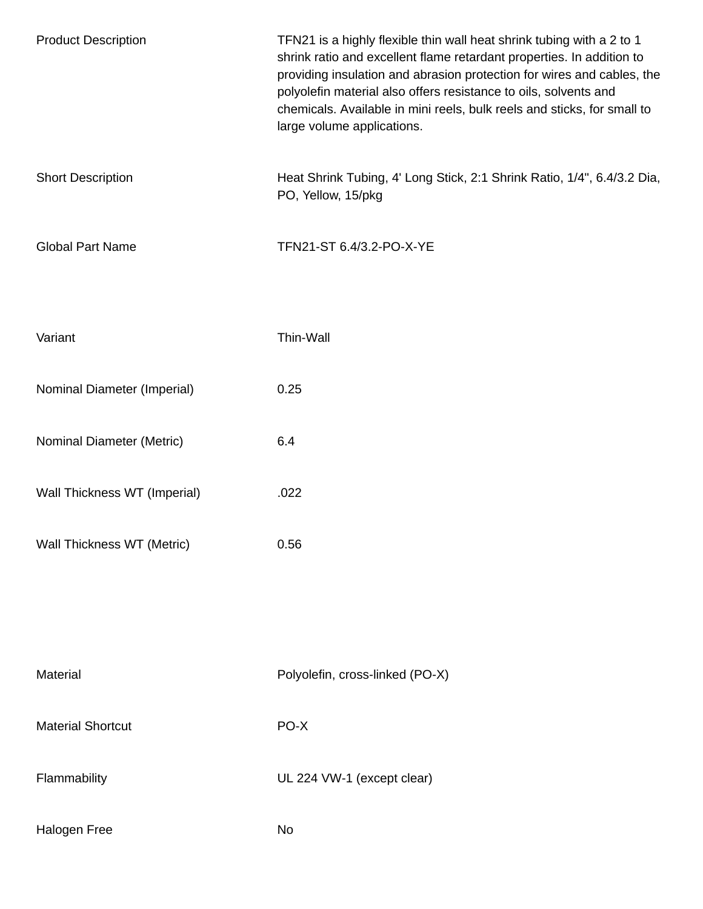| | |
|---|---|
| Product Description | TFN21 is a highly flexible thin wall heat shrink tubing with a 2 to 1 shrink ratio and excellent flame retardant properties. In addition to providing insulation and abrasion protection for wires and cables, the polyolefin material also offers resistance to oils, solvents and chemicals. Available in mini reels, bulk reels and sticks, for small to large volume applications. |
| Short Description | Heat Shrink Tubing, 4' Long Stick, 2:1 Shrink Ratio, 1/4", 6.4/3.2 Dia, PO, Yellow, 15/pkg |
| Global Part Name | TFN21-ST 6.4/3.2-PO-X-YE |
| Variant | Thin-Wall |
| Nominal Diameter (Imperial) | 0.25 |
| Nominal Diameter (Metric) | 6.4 |
| Wall Thickness WT (Imperial) | .022 |
| Wall Thickness WT (Metric) | 0.56 |
| Material | Polyolefin, cross-linked (PO-X) |
| Material Shortcut | PO-X |
| Flammability | UL 224 VW-1 (except clear) |
| Halogen Free | No |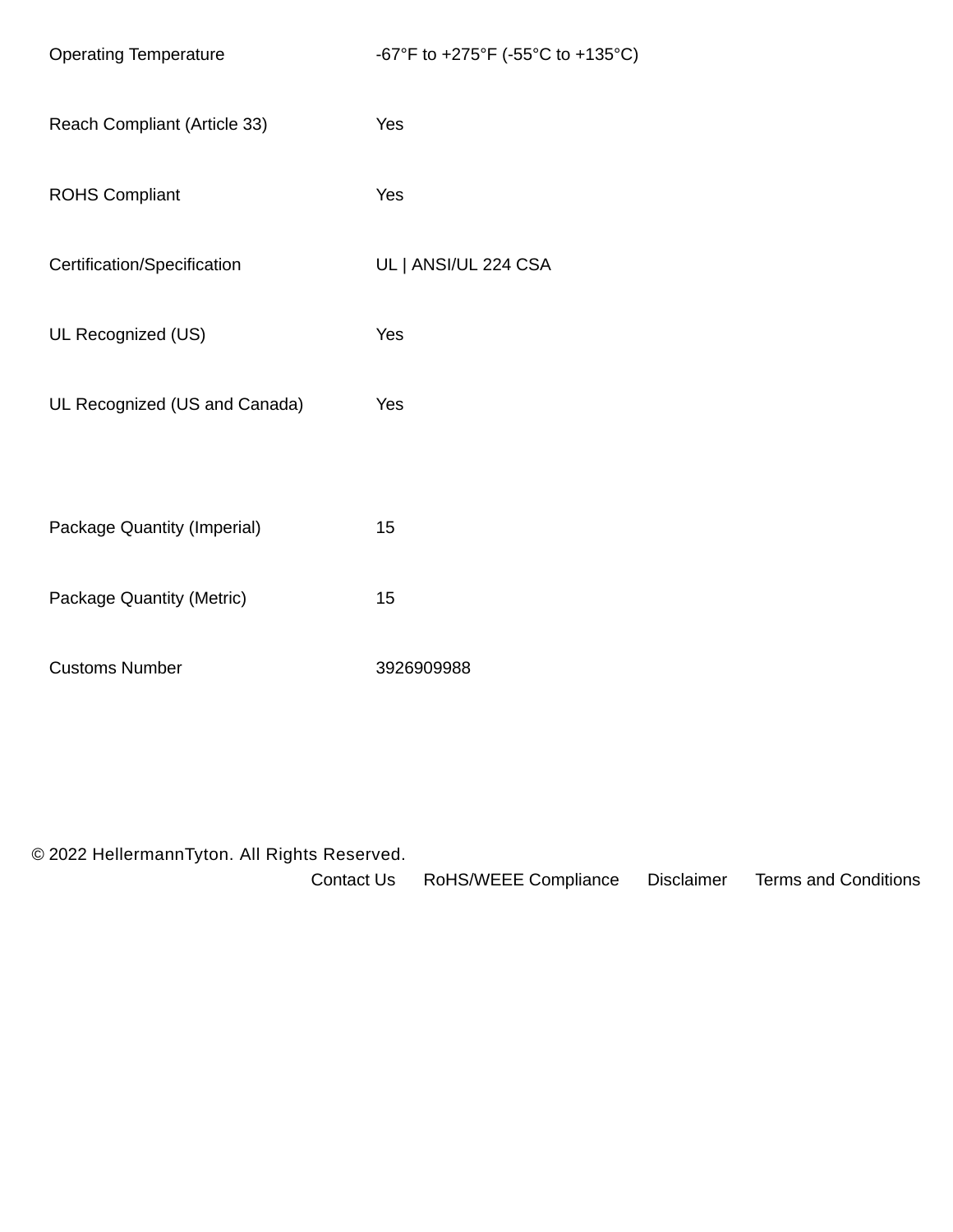| | |
|---|---|
| Operating Temperature | -67°F to +275°F (-55°C to +135°C) |
| Reach Compliant (Article 33) | Yes |
| ROHS Compliant | Yes |
| Certification/Specification | UL \| ANSI/UL 224 CSA |
| UL Recognized (US) | Yes |
| UL Recognized (US and Canada) | Yes |

| | |
|---|---|
| Package Quantity (Imperial) | 15 |
| Package Quantity (Metric) | 15 |
| Customs Number | 3926909988 |

© 2022 HellermannTyton. All Rights Reserved.

Contact Us RoHS/WEEE Compliance Disclaimer Terms and Conditions